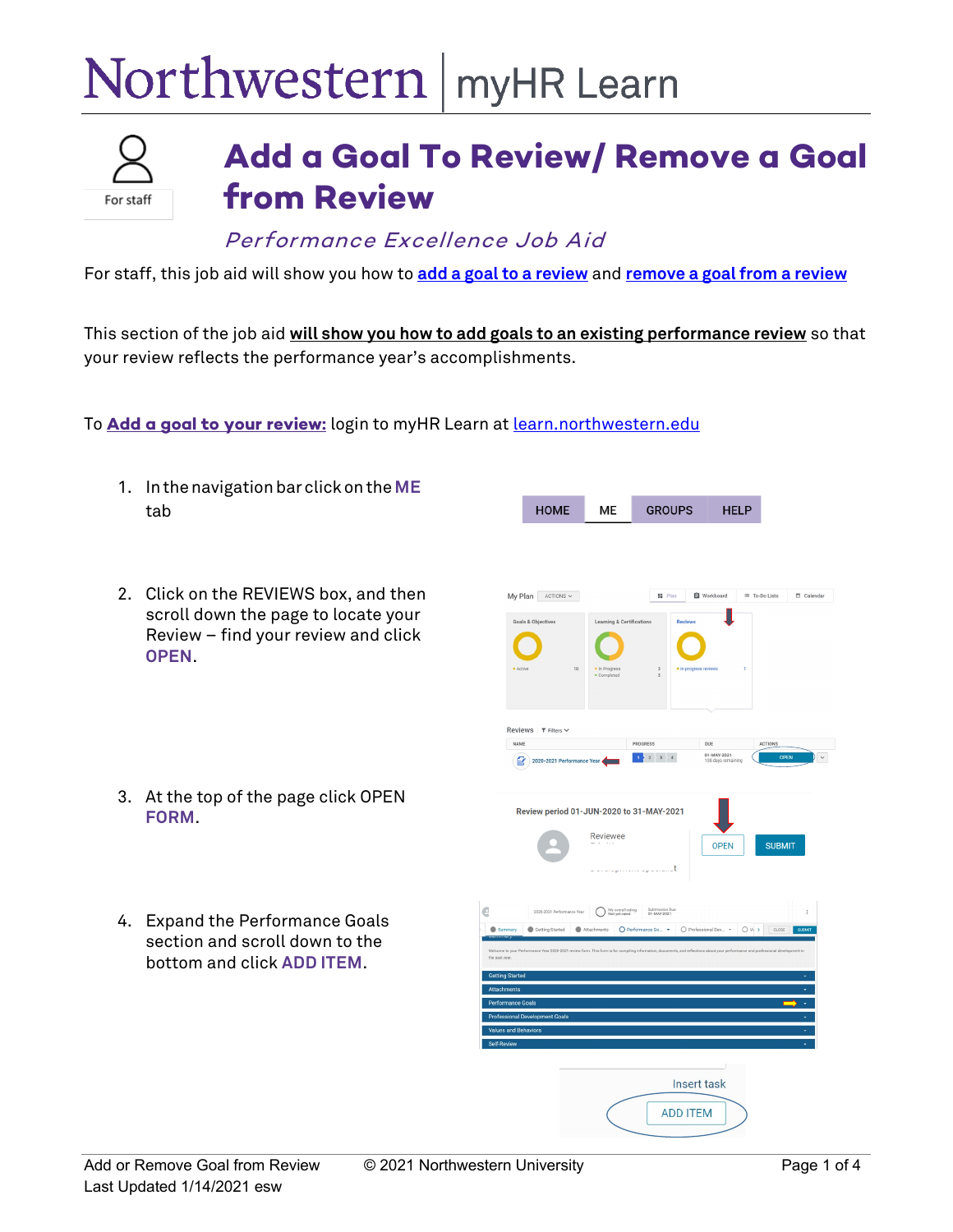Northwestern | myHR Learn

For staff

# Add a Goal To Review/ Remove a Goal from Review

*Performance Excellence Job Aid*

For staff, this job aid will show you how to **add a goal to a review** and **remove a goal from a review**

This section of the job aid **will show you how to add goals to an existing performance review** so that your review reflects the performance year's accomplishments.

To **Add a goal to your review:** login to myHR Learn at learn.northwestern.edu

1. In the navigation bar click on the **ME** tab
2. Click on the REVIEWS box, and then scroll down the page to locate your Review – find your review and click **OPEN**.
3. At the top of the page click OPEN **FORM**.
4. Expand the Performance Goals section and scroll down to the bottom and click **ADD ITEM**.

Add or Remove Goal from Review © 2021 Northwestern University
Last Updated 1/14/2021 esw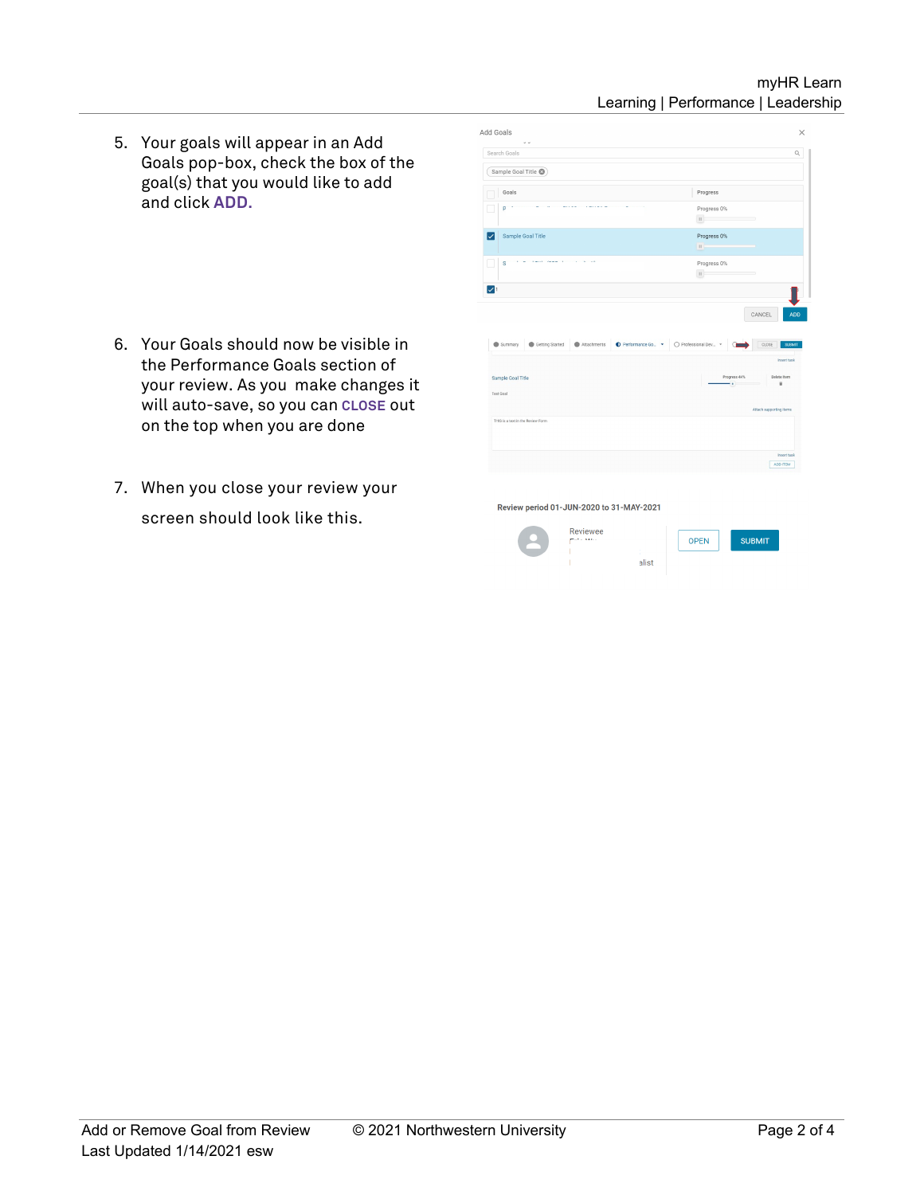5. Your goals will appear in an Add Goals pop-box, check the box of the goal(s) that you would like to add and click **ADD.**

6. Your Goals should now be visible in the Performance Goals section of your review. As you make changes it will auto-save, so you can **CLOSE** out on the top when you are done

7. When you close your review your screen should look like this.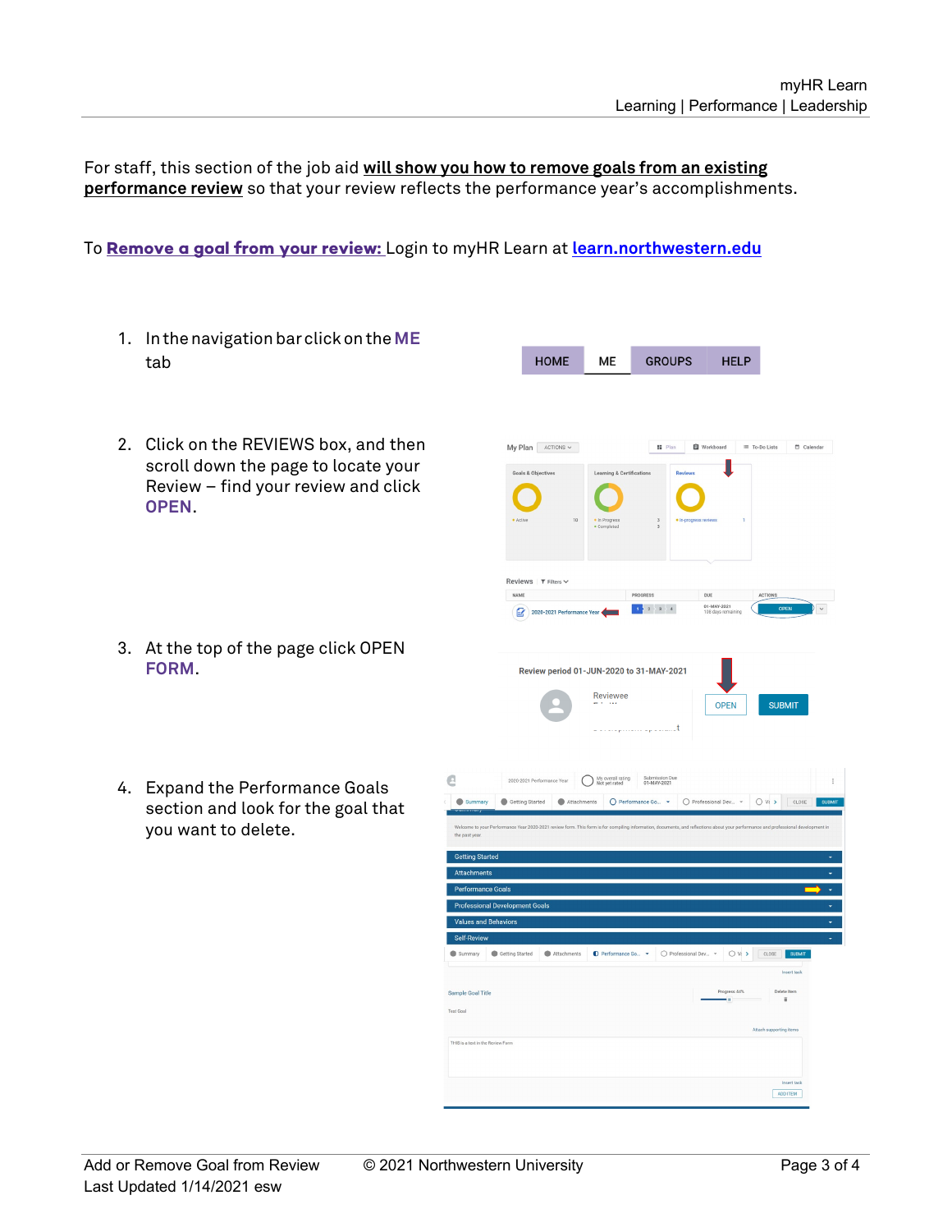For staff, this section of the job aid **will show you how to remove goals from an existing performance review** so that your review reflects the performance year's accomplishments.

To **Remove a goal from your review:** Login to myHR Learn at **learn.northwestern.edu**

1. In the navigation bar click on the **ME** tab

2. Click on the REVIEWS box, and then scroll down the page to locate your Review – find your review and click **OPEN**.

3. At the top of the page click OPEN **FORM**.

4. Expand the Performance Goals section and look for the goal that you want to delete.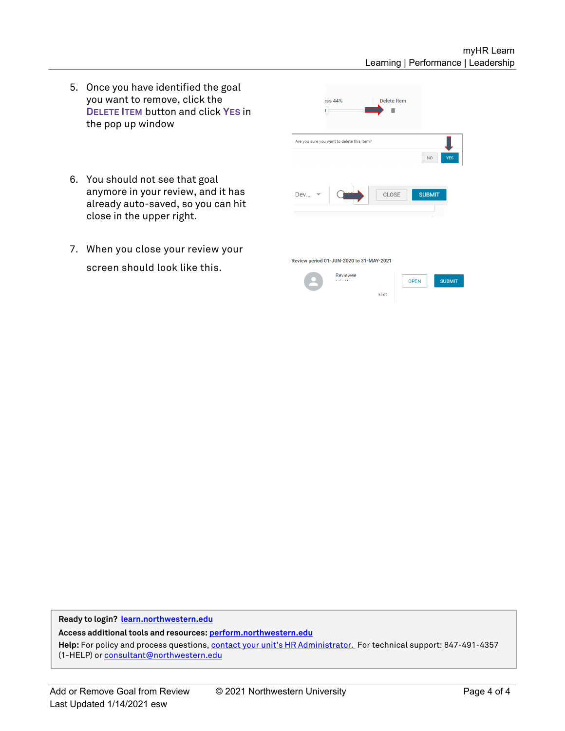5. Once you have identified the goal you want to remove, click the **Delete Item** button and click **Yes** in the pop up window

6. You should not see that goal anymore in your review, and it has already auto-saved, so you can hit close in the upper right.

7. When you close your review your screen should look like this.

**Ready to login?** [learn.northwestern.edu](learn.northwestern.edu)

**Access additional tools and resources:** [perform.northwestern.edu](perform.northwestern.edu)

**Help:** For policy and process questions, contact your unit's HR Administrator. For technical support: 847-491-4357 (1-HELP) or consultant@northwestern.edu

Add or Remove Goal from Review © 2021 Northwestern University
Last Updated 1/14/2021 esw